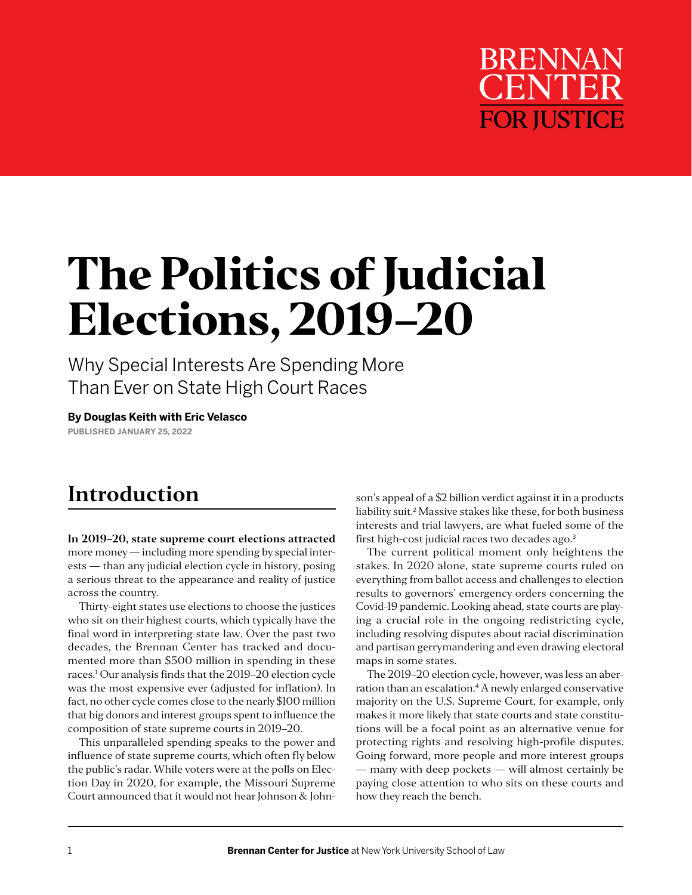BRENNAN CENTER FOR JUSTICE

# The Politics of Judicial Elections, 2019–20

## Why Special Interests Are Spending More Than Ever on State High Court Races

**By Douglas Keith with Eric Velasco**

**PUBLISHED JANUARY 25, 2022**

## Introduction

**In 2019–20, state supreme court elections attracted** more money — including more spending by special interests — than any judicial election cycle in history, posing a serious threat to the appearance and reality of justice across the country.

Thirty-eight states use elections to choose the justices who sit on their highest courts, which typically have the final word in interpreting state law. Over the past two decades, the Brennan Center has tracked and documented more than $500 million in spending in these races.[1] Our analysis finds that the 2019–20 election cycle was the most expensive ever (adjusted for inflation). In fact, no other cycle comes close to the nearly $100 million that big donors and interest groups spent to influence the composition of state supreme courts in 2019–20.

This unparalleled spending speaks to the power and influence of state supreme courts, which often fly below the public's radar. While voters were at the polls on Election Day in 2020, for example, the Missouri Supreme Court announced that it would not hear Johnson & Johnson's appeal of a $2 billion verdict against it in a products liability suit.[2] Massive stakes like these, for both business interests and trial lawyers, are what fueled some of the first high-cost judicial races two decades ago.[3]

The current political moment only heightens the stakes. In 2020 alone, state supreme courts ruled on everything from ballot access and challenges to election results to governors' emergency orders concerning the Covid-19 pandemic. Looking ahead, state courts are playing a crucial role in the ongoing redistricting cycle, including resolving disputes about racial discrimination and partisan gerrymandering and even drawing electoral maps in some states.

The 2019–20 election cycle, however, was less an aberration than an escalation.[4] A newly enlarged conservative majority on the U.S. Supreme Court, for example, only makes it more likely that state courts and state constitutions will be a focal point as an alternative venue for protecting rights and resolving high-profile disputes. Going forward, more people and more interest groups — many with deep pockets — will almost certainly be paying close attention to who sits on these courts and how they reach the bench.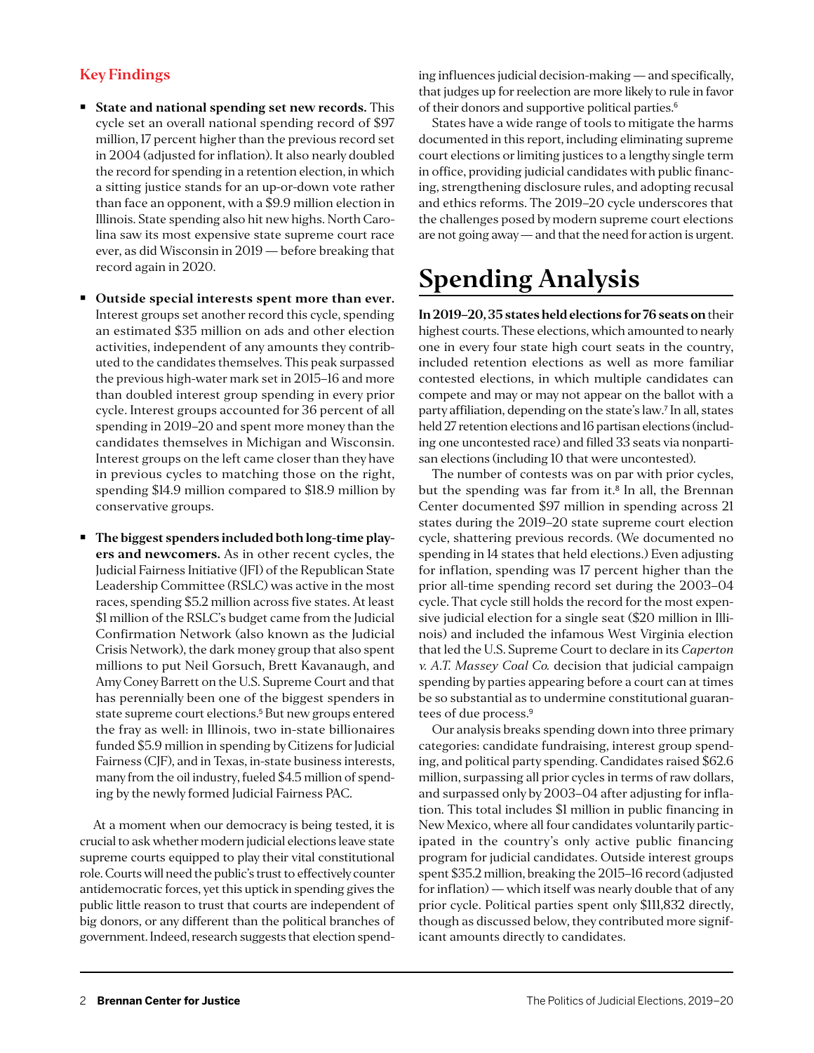## Key Findings

- **State and national spending set new records.** This cycle set an overall national spending record of $97 million, 17 percent higher than the previous record set in 2004 (adjusted for inflation). It also nearly doubled the record for spending in a retention election, in which a sitting justice stands for an up-or-down vote rather than face an opponent, with a $9.9 million election in Illinois. State spending also hit new highs. North Carolina saw its most expensive state supreme court race ever, as did Wisconsin in 2019 — before breaking that record again in 2020.

- **Outside special interests spent more than ever.** Interest groups set another record this cycle, spending an estimated $35 million on ads and other election activities, independent of any amounts they contributed to the candidates themselves. This peak surpassed the previous high-water mark set in 2015–16 and more than doubled interest group spending in every prior cycle. Interest groups accounted for 36 percent of all spending in 2019–20 and spent more money than the candidates themselves in Michigan and Wisconsin. Interest groups on the left came closer than they have in previous cycles to matching those on the right, spending $14.9 million compared to $18.9 million by conservative groups.

- **The biggest spenders included both long-time players and newcomers.** As in other recent cycles, the Judicial Fairness Initiative (JFI) of the Republican State Leadership Committee (RSLC) was active in the most races, spending $5.2 million across five states. At least $1 million of the RSLC's budget came from the Judicial Confirmation Network (also known as the Judicial Crisis Network), the dark money group that also spent millions to put Neil Gorsuch, Brett Kavanaugh, and Amy Coney Barrett on the U.S. Supreme Court and that has perennially been one of the biggest spenders in state supreme court elections.[5] But new groups entered the fray as well: in Illinois, two in-state billionaires funded $5.9 million in spending by Citizens for Judicial Fairness (CJF), and in Texas, in-state business interests, many from the oil industry, fueled $4.5 million of spending by the newly formed Judicial Fairness PAC.

At a moment when our democracy is being tested, it is crucial to ask whether modern judicial elections leave state supreme courts equipped to play their vital constitutional role. Courts will need the public's trust to effectively counter antidemocratic forces, yet this uptick in spending gives the public little reason to trust that courts are independent of big donors, or any different than the political branches of government. Indeed, research suggests that election spending influences judicial decision-making — and specifically, that judges up for reelection are more likely to rule in favor of their donors and supportive political parties.[6]

States have a wide range of tools to mitigate the harms documented in this report, including eliminating supreme court elections or limiting justices to a lengthy single term in office, providing judicial candidates with public financing, strengthening disclosure rules, and adopting recusal and ethics reforms. The 2019–20 cycle underscores that the challenges posed by modern supreme court elections are not going away — and that the need for action is urgent.

# Spending Analysis

**In 2019–20, 35 states held elections for 76 seats on** their highest courts. These elections, which amounted to nearly one in every four state high court seats in the country, included retention elections as well as more familiar contested elections, in which multiple candidates can compete and may or may not appear on the ballot with a party affiliation, depending on the state's law.[7] In all, states held 27 retention elections and 16 partisan elections (including one uncontested race) and filled 33 seats via nonpartisan elections (including 10 that were uncontested).

The number of contests was on par with prior cycles, but the spending was far from it.[8] In all, the Brennan Center documented $97 million in spending across 21 states during the 2019–20 state supreme court election cycle, shattering previous records. (We documented no spending in 14 states that held elections.) Even adjusting for inflation, spending was 17 percent higher than the prior all-time spending record set during the 2003–04 cycle. That cycle still holds the record for the most expensive judicial election for a single seat ($20 million in Illinois) and included the infamous West Virginia election that led the U.S. Supreme Court to declare in its *Caperton v. A.T. Massey Coal Co.* decision that judicial campaign spending by parties appearing before a court can at times be so substantial as to undermine constitutional guarantees of due process.[9]

Our analysis breaks spending down into three primary categories: candidate fundraising, interest group spending, and political party spending. Candidates raised $62.6 million, surpassing all prior cycles in terms of raw dollars, and surpassed only by 2003–04 after adjusting for inflation. This total includes $1 million in public financing in New Mexico, where all four candidates voluntarily participated in the country's only active public financing program for judicial candidates. Outside interest groups spent $35.2 million, breaking the 2015–16 record (adjusted for inflation) — which itself was nearly double that of any prior cycle. Political parties spent only $111,832 directly, though as discussed below, they contributed more significant amounts directly to candidates.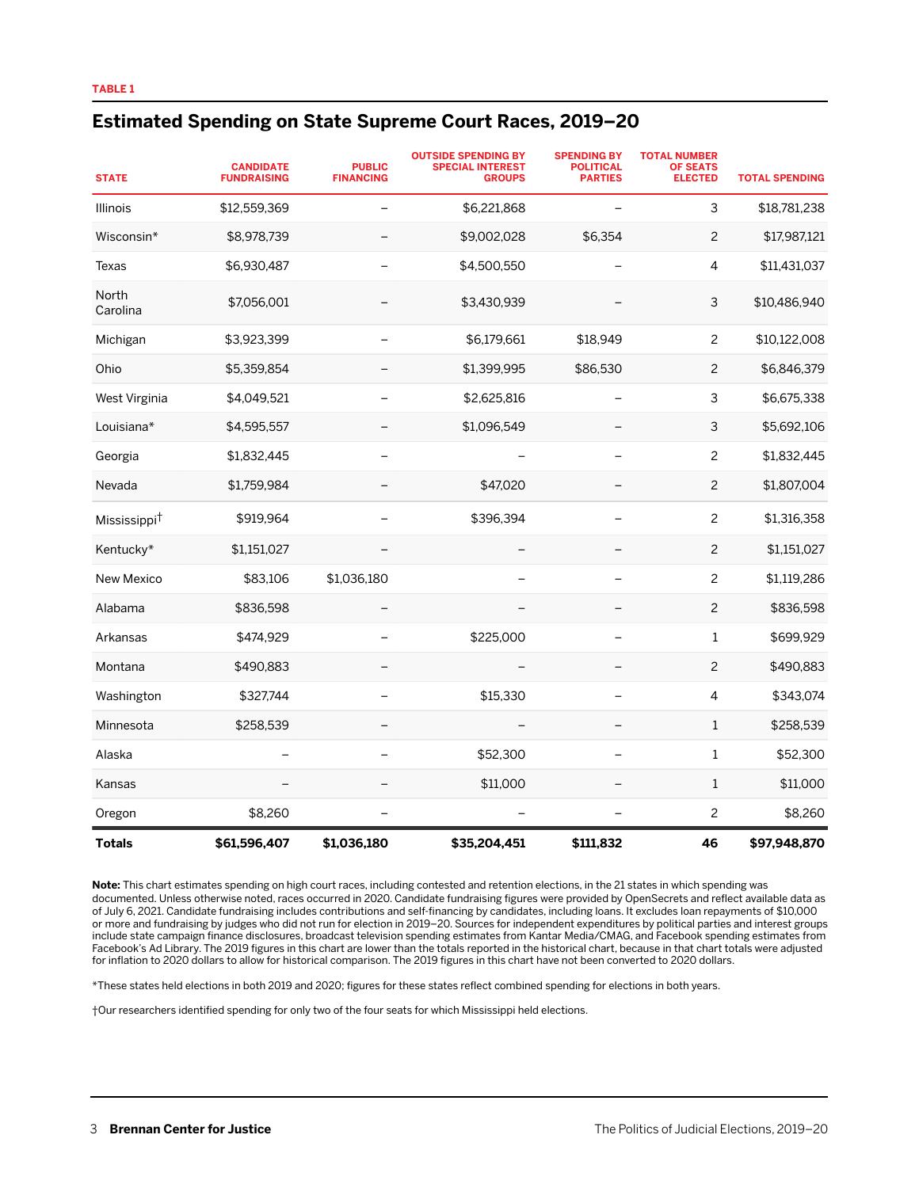TABLE 1

## Estimated Spending on State Supreme Court Races, 2019–20

| STATE | CANDIDATE FUNDRAISING | PUBLIC FINANCING | OUTSIDE SPENDING BY SPECIAL INTEREST GROUPS | SPENDING BY POLITICAL PARTIES | TOTAL NUMBER OF SEATS ELECTED | TOTAL SPENDING |
|---|---|---|---|---|---|---|
| Illinois | $12,559,369 | – | $6,221,868 | – | 3 | $18,781,238 |
| Wisconsin* | $8,978,739 | – | $9,002,028 | $6,354 | 2 | $17,987,121 |
| Texas | $6,930,487 | – | $4,500,550 | – | 4 | $11,431,037 |
| North Carolina | $7,056,001 | – | $3,430,939 | – | 3 | $10,486,940 |
| Michigan | $3,923,399 | – | $6,179,661 | $18,949 | 2 | $10,122,008 |
| Ohio | $5,359,854 | – | $1,399,995 | $86,530 | 2 | $6,846,379 |
| West Virginia | $4,049,521 | – | $2,625,816 | – | 3 | $6,675,338 |
| Louisiana* | $4,595,557 | – | $1,096,549 | – | 3 | $5,692,106 |
| Georgia | $1,832,445 | – | – | – | 2 | $1,832,445 |
| Nevada | $1,759,984 | – | $47,020 | – | 2 | $1,807,004 |
| Mississippi† | $919,964 | – | $396,394 | – | 2 | $1,316,358 |
| Kentucky* | $1,151,027 | – | – | – | 2 | $1,151,027 |
| New Mexico | $83,106 | $1,036,180 | – | – | 2 | $1,119,286 |
| Alabama | $836,598 | – | – | – | 2 | $836,598 |
| Arkansas | $474,929 | – | $225,000 | – | 1 | $699,929 |
| Montana | $490,883 | – | – | – | 2 | $490,883 |
| Washington | $327,744 | – | $15,330 | – | 4 | $343,074 |
| Minnesota | $258,539 | – | – | – | 1 | $258,539 |
| Alaska | – | – | $52,300 | – | 1 | $52,300 |
| Kansas | – | – | $11,000 | – | 1 | $11,000 |
| Oregon | $8,260 | – | – | – | 2 | $8,260 |
| **Totals** | **$61,596,407** | **$1,036,180** | **$35,204,451** | **$111,832** | **46** | **$97,948,870** |

**Note:** This chart estimates spending on high court races, including contested and retention elections, in the 21 states in which spending was documented. Unless otherwise noted, races occurred in 2020. Candidate fundraising figures were provided by OpenSecrets and reflect available data as of July 6, 2021. Candidate fundraising includes contributions and self-financing by candidates, including loans. It excludes loan repayments of $10,000 or more and fundraising by judges who did not run for election in 2019–20. Sources for independent expenditures by political parties and interest groups include state campaign finance disclosures, broadcast television spending estimates from Kantar Media/CMAG, and Facebook spending estimates from Facebook's Ad Library. The 2019 figures in this chart are lower than the totals reported in the historical chart, because in that chart totals were adjusted for inflation to 2020 dollars to allow for historical comparison. The 2019 figures in this chart have not been converted to 2020 dollars.

*These states held elections in both 2019 and 2020; figures for these states reflect combined spending for elections in both years.

†Our researchers identified spending for only two of the four seats for which Mississippi held elections.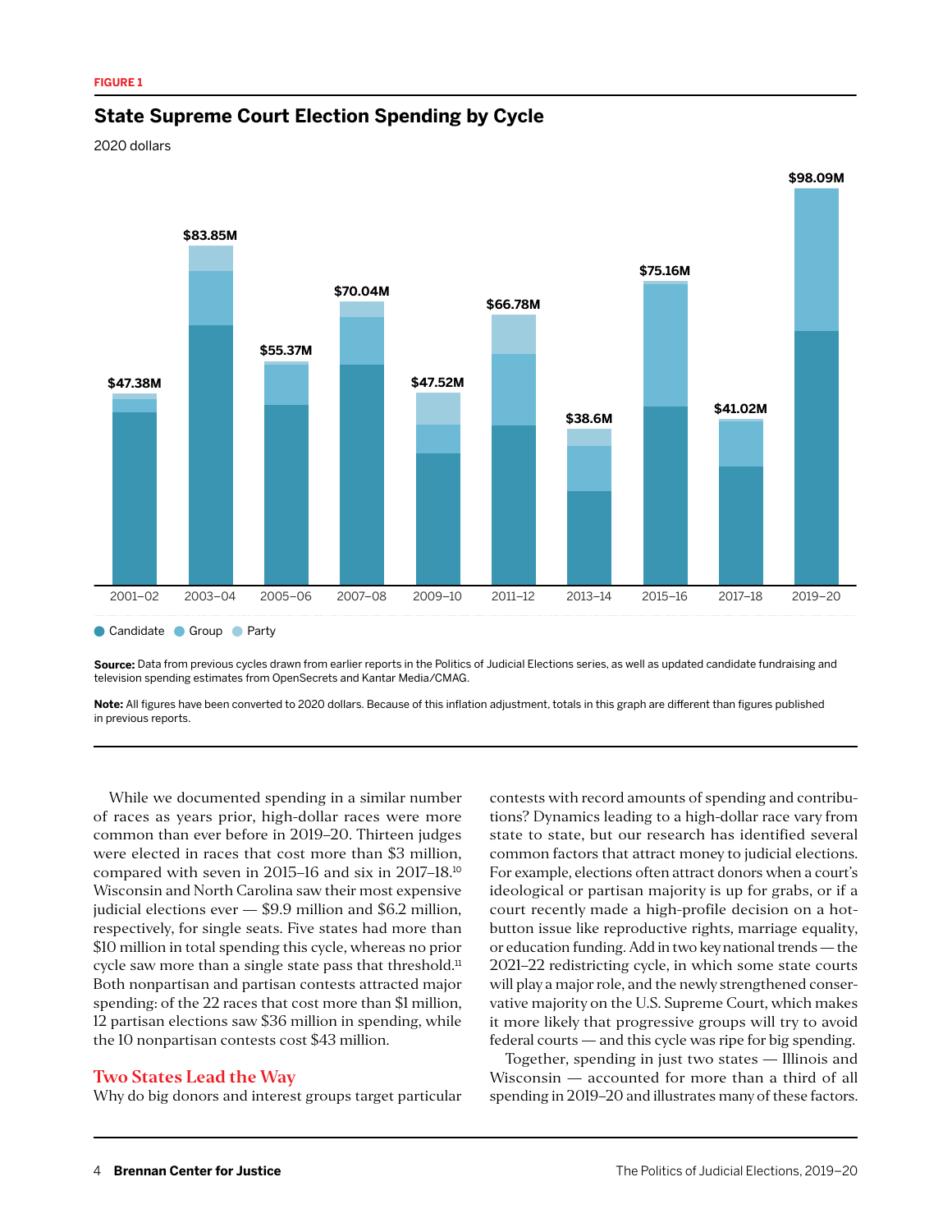FIGURE 1

## State Supreme Court Election Spending by Cycle

2020 dollars

| Cycle | Total |
| --- | --- |
| 2001–02 | $47.38M |
| 2003–04 | $83.85M |
| 2005–06 | $55.37M |
| 2007–08 | $70.04M |
| 2009–10 | $47.52M |
| 2011–12 | $66.78M |
| 2013–14 | $38.6M |
| 2015–16 | $75.16M |
| 2017–18 | $41.02M |
| 2019–20 | $98.09M |

Candidate · Group · Party

**Source:** Data from previous cycles drawn from earlier reports in the Politics of Judicial Elections series, as well as updated candidate fundraising and television spending estimates from OpenSecrets and Kantar Media/CMAG.

**Note:** All figures have been converted to 2020 dollars. Because of this inflation adjustment, totals in this graph are different than figures published in previous reports.

While we documented spending in a similar number of races as years prior, high-dollar races were more common than ever before in 2019–20. Thirteen judges were elected in races that cost more than $3 million, compared with seven in 2015–16 and six in 2017–18.[10] Wisconsin and North Carolina saw their most expensive judicial elections ever — $9.9 million and $6.2 million, respectively, for single seats. Five states had more than $10 million in total spending this cycle, whereas no prior cycle saw more than a single state pass that threshold.[11] Both nonpartisan and partisan contests attracted major spending: of the 22 races that cost more than $1 million, 12 partisan elections saw $36 million in spending, while the 10 nonpartisan contests cost $43 million.

## Two States Lead the Way

Why do big donors and interest groups target particular contests with record amounts of spending and contributions? Dynamics leading to a high-dollar race vary from state to state, but our research has identified several common factors that attract money to judicial elections. For example, elections often attract donors when a court's ideological or partisan majority is up for grabs, or if a court recently made a high-profile decision on a hot-button issue like reproductive rights, marriage equality, or education funding. Add in two key national trends — the 2021–22 redistricting cycle, in which some state courts will play a major role, and the newly strengthened conservative majority on the U.S. Supreme Court, which makes it more likely that progressive groups will try to avoid federal courts — and this cycle was ripe for big spending.

Together, spending in just two states — Illinois and Wisconsin — accounted for more than a third of all spending in 2019–20 and illustrates many of these factors.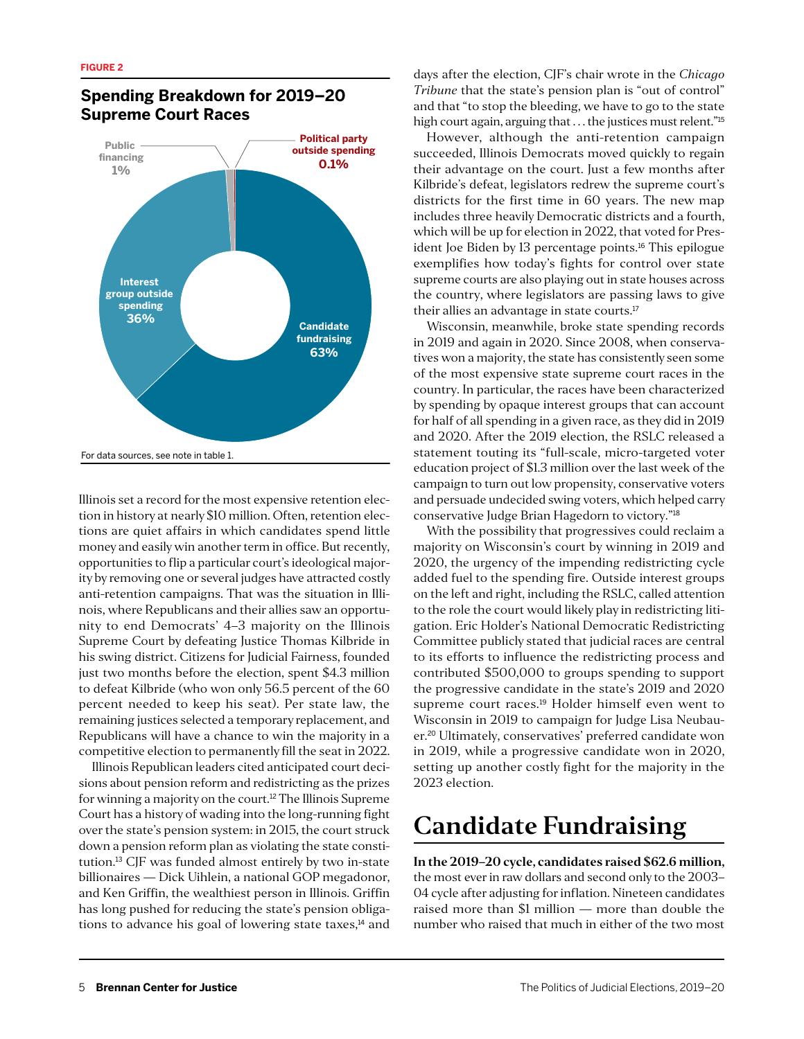FIGURE 2

## Spending Breakdown for 2019–20 Supreme Court Races

Public financing 1%

Political party outside spending 0.1%

Interest group outside spending 36%

Candidate fundraising 63%

For data sources, see note in table 1.

Illinois set a record for the most expensive retention election in history at nearly $10 million. Often, retention elections are quiet affairs in which candidates spend little money and easily win another term in office. But recently, opportunities to flip a particular court's ideological majority by removing one or several judges have attracted costly anti-retention campaigns. That was the situation in Illinois, where Republicans and their allies saw an opportunity to end Democrats' 4–3 majority on the Illinois Supreme Court by defeating Justice Thomas Kilbride in his swing district. Citizens for Judicial Fairness, founded just two months before the election, spent $4.3 million to defeat Kilbride (who won only 56.5 percent of the 60 percent needed to keep his seat). Per state law, the remaining justices selected a temporary replacement, and Republicans will have a chance to win the majority in a competitive election to permanently fill the seat in 2022.

Illinois Republican leaders cited anticipated court decisions about pension reform and redistricting as the prizes for winning a majority on the court.[12] The Illinois Supreme Court has a history of wading into the long-running fight over the state's pension system: in 2015, the court struck down a pension reform plan as violating the state constitution.[13] CJF was funded almost entirely by two in-state billionaires — Dick Uihlein, a national GOP megadonor, and Ken Griffin, the wealthiest person in Illinois. Griffin has long pushed for reducing the state's pension obligations to advance his goal of lowering state taxes,[14] and days after the election, CJF's chair wrote in the *Chicago Tribune* that the state's pension plan is "out of control" and that "to stop the bleeding, we have to go to the state high court again, arguing that . . . the justices must relent."[15]

However, although the anti-retention campaign succeeded, Illinois Democrats moved quickly to regain their advantage on the court. Just a few months after Kilbride's defeat, legislators redrew the supreme court's districts for the first time in 60 years. The new map includes three heavily Democratic districts and a fourth, which will be up for election in 2022, that voted for President Joe Biden by 13 percentage points.[16] This epilogue exemplifies how today's fights for control over state supreme courts are also playing out in state houses across the country, where legislators are passing laws to give their allies an advantage in state courts.[17]

Wisconsin, meanwhile, broke state spending records in 2019 and again in 2020. Since 2008, when conservatives won a majority, the state has consistently seen some of the most expensive state supreme court races in the country. In particular, the races have been characterized by spending by opaque interest groups that can account for half of all spending in a given race, as they did in 2019 and 2020. After the 2019 election, the RSLC released a statement touting its "full-scale, micro-targeted voter education project of $1.3 million over the last week of the campaign to turn out low propensity, conservative voters and persuade undecided swing voters, which helped carry conservative Judge Brian Hagedorn to victory."[18]

With the possibility that progressives could reclaim a majority on Wisconsin's court by winning in 2019 and 2020, the urgency of the impending redistricting cycle added fuel to the spending fire. Outside interest groups on the left and right, including the RSLC, called attention to the role the court would likely play in redistricting litigation. Eric Holder's National Democratic Redistricting Committee publicly stated that judicial races are central to its efforts to influence the redistricting process and contributed $500,000 to groups spending to support the progressive candidate in the state's 2019 and 2020 supreme court races.[19] Holder himself even went to Wisconsin in 2019 to campaign for Judge Lisa Neubauer.[20] Ultimately, conservatives' preferred candidate won in 2019, while a progressive candidate won in 2020, setting up another costly fight for the majority in the 2023 election.

# Candidate Fundraising

**In the 2019–20 cycle, candidates raised $62.6 million,** the most ever in raw dollars and second only to the 2003–04 cycle after adjusting for inflation. Nineteen candidates raised more than $1 million — more than double the number who raised that much in either of the two most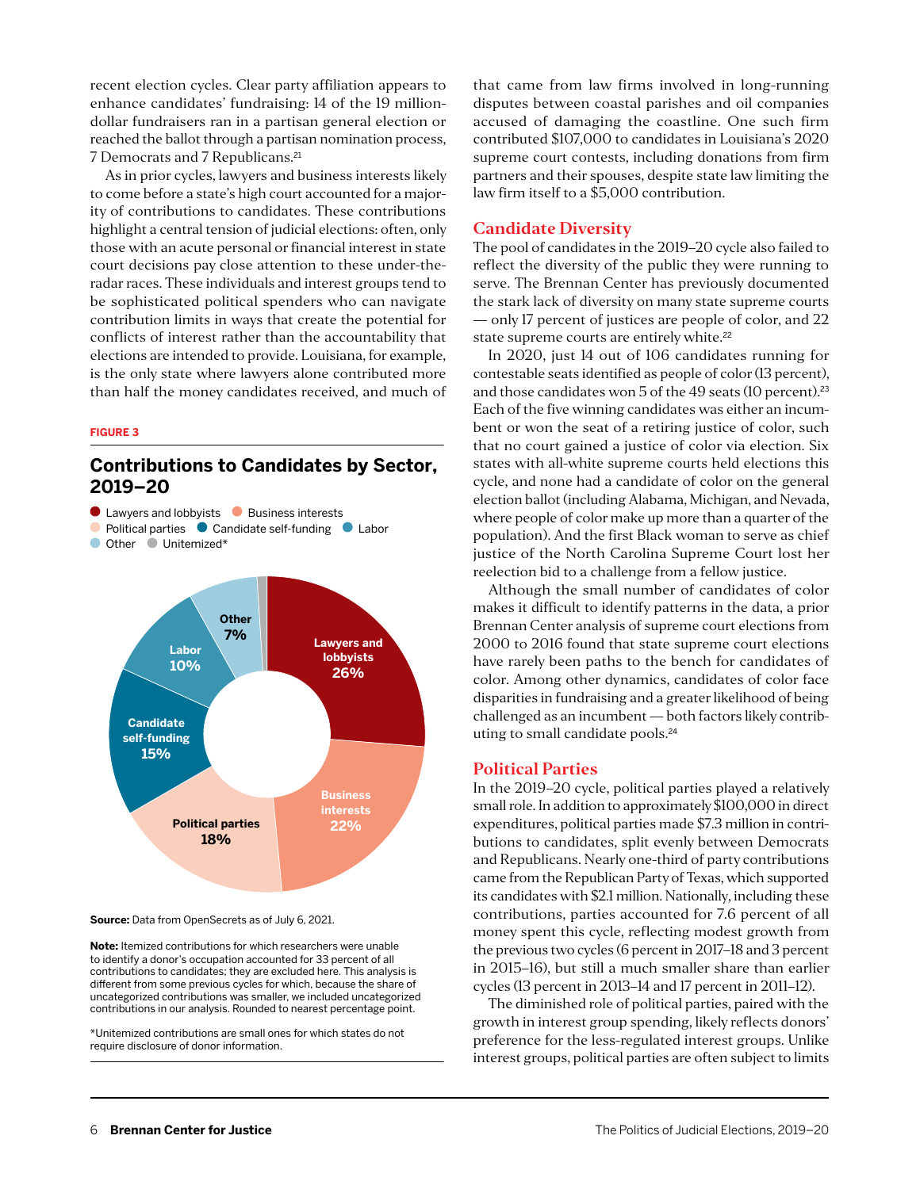recent election cycles. Clear party affiliation appears to enhance candidates' fundraising: 14 of the 19 million-dollar fundraisers ran in a partisan general election or reached the ballot through a partisan nomination process, 7 Democrats and 7 Republicans.[21]

As in prior cycles, lawyers and business interests likely to come before a state's high court accounted for a majority of contributions to candidates. These contributions highlight a central tension of judicial elections: often, only those with an acute personal or financial interest in state court decisions pay close attention to these under-the-radar races. These individuals and interest groups tend to be sophisticated political spenders who can navigate contribution limits in ways that create the potential for conflicts of interest rather than the accountability that elections are intended to provide. Louisiana, for example, is the only state where lawyers alone contributed more than half the money candidates received, and much of that came from law firms involved in long-running disputes between coastal parishes and oil companies accused of damaging the coastline. One such firm contributed $107,000 to candidates in Louisiana's 2020 supreme court contests, including donations from firm partners and their spouses, despite state law limiting the law firm itself to a $5,000 contribution.

**FIGURE 3**

### Contributions to Candidates by Sector, 2019–20

| Sector | Share |
|---|---|
| Lawyers and lobbyists | 26% |
| Business interests | 22% |
| Political parties | 18% |
| Candidate self-funding | 15% |
| Labor | 10% |
| Other | 7% |
| Unitemized* | |

**Source:** Data from OpenSecrets as of July 6, 2021.

**Note:** Itemized contributions for which researchers were unable to identify a donor's occupation accounted for 33 percent of all contributions to candidates; they are excluded here. This analysis is different from some previous cycles for which, because the share of uncategorized contributions was smaller, we included uncategorized contributions in our analysis. Rounded to nearest percentage point.

*Unitemized contributions are small ones for which states do not require disclosure of donor information.

## Candidate Diversity

The pool of candidates in the 2019–20 cycle also failed to reflect the diversity of the public they were running to serve. The Brennan Center has previously documented the stark lack of diversity on many state supreme courts — only 17 percent of justices are people of color, and 22 state supreme courts are entirely white.[22]

In 2020, just 14 out of 106 candidates running for contestable seats identified as people of color (13 percent), and those candidates won 5 of the 49 seats (10 percent).[23] Each of the five winning candidates was either an incumbent or won the seat of a retiring justice of color, such that no court gained a justice of color via election. Six states with all-white supreme courts held elections this cycle, and none had a candidate of color on the general election ballot (including Alabama, Michigan, and Nevada, where people of color make up more than a quarter of the population). And the first Black woman to serve as chief justice of the North Carolina Supreme Court lost her reelection bid to a challenge from a fellow justice.

Although the small number of candidates of color makes it difficult to identify patterns in the data, a prior Brennan Center analysis of supreme court elections from 2000 to 2016 found that state supreme court elections have rarely been paths to the bench for candidates of color. Among other dynamics, candidates of color face disparities in fundraising and a greater likelihood of being challenged as an incumbent — both factors likely contributing to small candidate pools.[24]

## Political Parties

In the 2019–20 cycle, political parties played a relatively small role. In addition to approximately $100,000 in direct expenditures, political parties made $7.3 million in contributions to candidates, split evenly between Democrats and Republicans. Nearly one-third of party contributions came from the Republican Party of Texas, which supported its candidates with $2.1 million. Nationally, including these contributions, parties accounted for 7.6 percent of all money spent this cycle, reflecting modest growth from the previous two cycles (6 percent in 2017–18 and 3 percent in 2015–16), but still a much smaller share than earlier cycles (13 percent in 2013–14 and 17 percent in 2011–12).

The diminished role of political parties, paired with the growth in interest group spending, likely reflects donors' preference for the less-regulated interest groups. Unlike interest groups, political parties are often subject to limits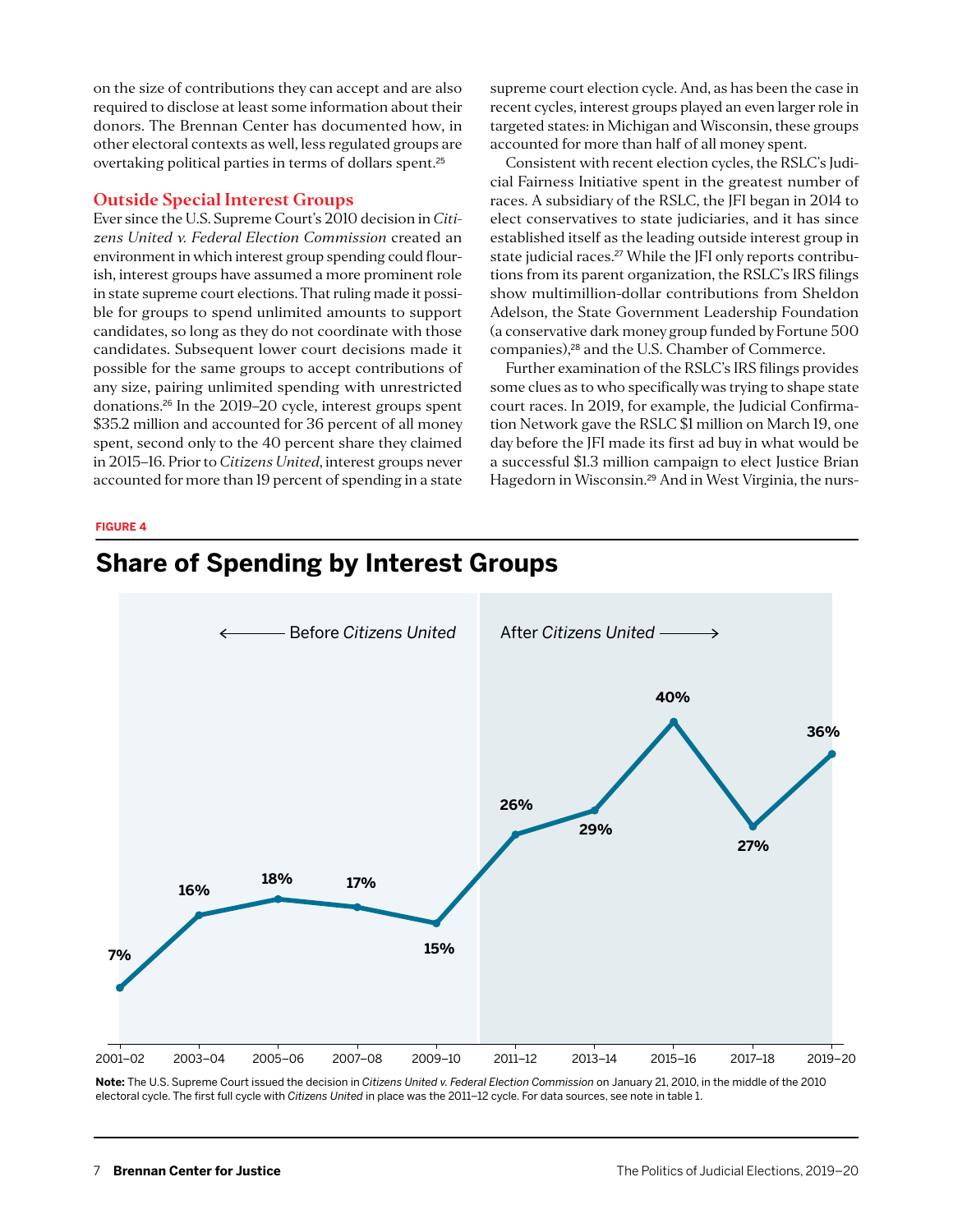on the size of contributions they can accept and are also required to disclose at least some information about their donors. The Brennan Center has documented how, in other electoral contexts as well, less regulated groups are overtaking political parties in terms of dollars spent.[25]

## Outside Special Interest Groups

Ever since the U.S. Supreme Court's 2010 decision in *Citizens United v. Federal Election Commission* created an environment in which interest group spending could flourish, interest groups have assumed a more prominent role in state supreme court elections. That ruling made it possible for groups to spend unlimited amounts to support candidates, so long as they do not coordinate with those candidates. Subsequent lower court decisions made it possible for the same groups to accept contributions of any size, pairing unlimited spending with unrestricted donations.[26] In the 2019–20 cycle, interest groups spent $35.2 million and accounted for 36 percent of all money spent, second only to the 40 percent share they claimed in 2015–16. Prior to *Citizens United*, interest groups never accounted for more than 19 percent of spending in a state supreme court election cycle. And, as has been the case in recent cycles, interest groups played an even larger role in targeted states: in Michigan and Wisconsin, these groups accounted for more than half of all money spent.

Consistent with recent election cycles, the RSLC's Judicial Fairness Initiative spent in the greatest number of races. A subsidiary of the RSLC, the JFI began in 2014 to elect conservatives to state judiciaries, and it has since established itself as the leading outside interest group in state judicial races.[27] While the JFI only reports contributions from its parent organization, the RSLC's IRS filings show multimillion-dollar contributions from Sheldon Adelson, the State Government Leadership Foundation (a conservative dark money group funded by Fortune 500 companies),[28] and the U.S. Chamber of Commerce.

Further examination of the RSLC's IRS filings provides some clues as to who specifically was trying to shape state court races. In 2019, for example, the Judicial Confirmation Network gave the RSLC $1 million on March 19, one day before the JFI made its first ad buy in what would be a successful $1.3 million campaign to elect Justice Brian Hagedorn in Wisconsin.[29] And in West Virginia, the nurs-

**FIGURE 4**

### Share of Spending by Interest Groups

| Cycle | Share | Period |
|---|---|---|
| 2001–02 | 7% | Before *Citizens United* |
| 2003–04 | 16% | Before *Citizens United* |
| 2005–06 | 18% | Before *Citizens United* |
| 2007–08 | 17% | Before *Citizens United* |
| 2009–10 | 15% | Before *Citizens United* |
| 2011–12 | 26% | After *Citizens United* |
| 2013–14 | 29% | After *Citizens United* |
| 2015–16 | 40% | After *Citizens United* |
| 2017–18 | 27% | After *Citizens United* |
| 2019–20 | 36% | After *Citizens United* |

**Note:** The U.S. Supreme Court issued the decision in *Citizens United v. Federal Election Commission* on January 21, 2010, in the middle of the 2010 electoral cycle. The first full cycle with *Citizens United* in place was the 2011–12 cycle. For data sources, see note in table 1.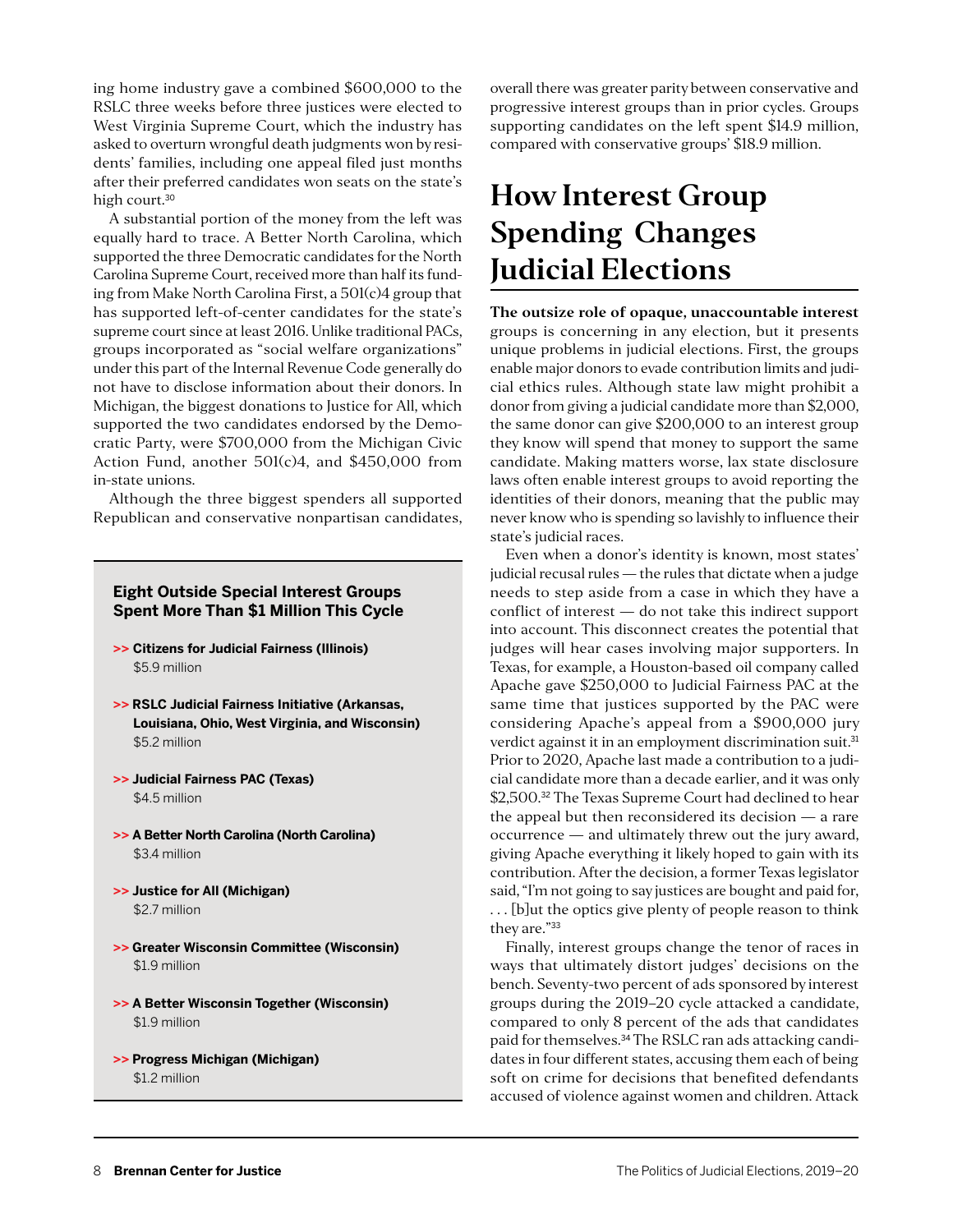ing home industry gave a combined $600,000 to the RSLC three weeks before three justices were elected to West Virginia Supreme Court, which the industry has asked to overturn wrongful death judgments won by residents' families, including one appeal filed just months after their preferred candidates won seats on the state's high court.[30]

A substantial portion of the money from the left was equally hard to trace. A Better North Carolina, which supported the three Democratic candidates for the North Carolina Supreme Court, received more than half its funding from Make North Carolina First, a 501(c)4 group that has supported left-of-center candidates for the state's supreme court since at least 2016. Unlike traditional PACs, groups incorporated as "social welfare organizations" under this part of the Internal Revenue Code generally do not have to disclose information about their donors. In Michigan, the biggest donations to Justice for All, which supported the two candidates endorsed by the Democratic Party, were $700,000 from the Michigan Civic Action Fund, another 501(c)4, and $450,000 from in-state unions.

Although the three biggest spenders all supported Republican and conservative nonpartisan candidates, overall there was greater parity between conservative and progressive interest groups than in prior cycles. Groups supporting candidates on the left spent $14.9 million, compared with conservative groups' $18.9 million.

### Eight Outside Special Interest Groups Spent More Than $1 Million This Cycle

- **>> Citizens for Judicial Fairness (Illinois)**
  $5.9 million
- **>> RSLC Judicial Fairness Initiative (Arkansas, Louisiana, Ohio, West Virginia, and Wisconsin)**
  $5.2 million
- **>> Judicial Fairness PAC (Texas)**
  $4.5 million
- **>> A Better North Carolina (North Carolina)**
  $3.4 million
- **>> Justice for All (Michigan)**
  $2.7 million
- **>> Greater Wisconsin Committee (Wisconsin)**
  $1.9 million
- **>> A Better Wisconsin Together (Wisconsin)**
  $1.9 million
- **>> Progress Michigan (Michigan)**
  $1.2 million

# How Interest Group Spending Changes Judicial Elections

**The outsize role of opaque, unaccountable interest** groups is concerning in any election, but it presents unique problems in judicial elections. First, the groups enable major donors to evade contribution limits and judicial ethics rules. Although state law might prohibit a donor from giving a judicial candidate more than $2,000, the same donor can give $200,000 to an interest group they know will spend that money to support the same candidate. Making matters worse, lax state disclosure laws often enable interest groups to avoid reporting the identities of their donors, meaning that the public may never know who is spending so lavishly to influence their state's judicial races.

Even when a donor's identity is known, most states' judicial recusal rules — the rules that dictate when a judge needs to step aside from a case in which they have a conflict of interest — do not take this indirect support into account. This disconnect creates the potential that judges will hear cases involving major supporters. In Texas, for example, a Houston-based oil company called Apache gave $250,000 to Judicial Fairness PAC at the same time that justices supported by the PAC were considering Apache's appeal from a $900,000 jury verdict against it in an employment discrimination suit.[31] Prior to 2020, Apache last made a contribution to a judicial candidate more than a decade earlier, and it was only $2,500.[32] The Texas Supreme Court had declined to hear the appeal but then reconsidered its decision — a rare occurrence — and ultimately threw out the jury award, giving Apache everything it likely hoped to gain with its contribution. After the decision, a former Texas legislator said, "I'm not going to say justices are bought and paid for, . . . [b]ut the optics give plenty of people reason to think they are."[33]

Finally, interest groups change the tenor of races in ways that ultimately distort judges' decisions on the bench. Seventy-two percent of ads sponsored by interest groups during the 2019–20 cycle attacked a candidate, compared to only 8 percent of the ads that candidates paid for themselves.[34] The RSLC ran ads attacking candidates in four different states, accusing them each of being soft on crime for decisions that benefited defendants accused of violence against women and children. Attack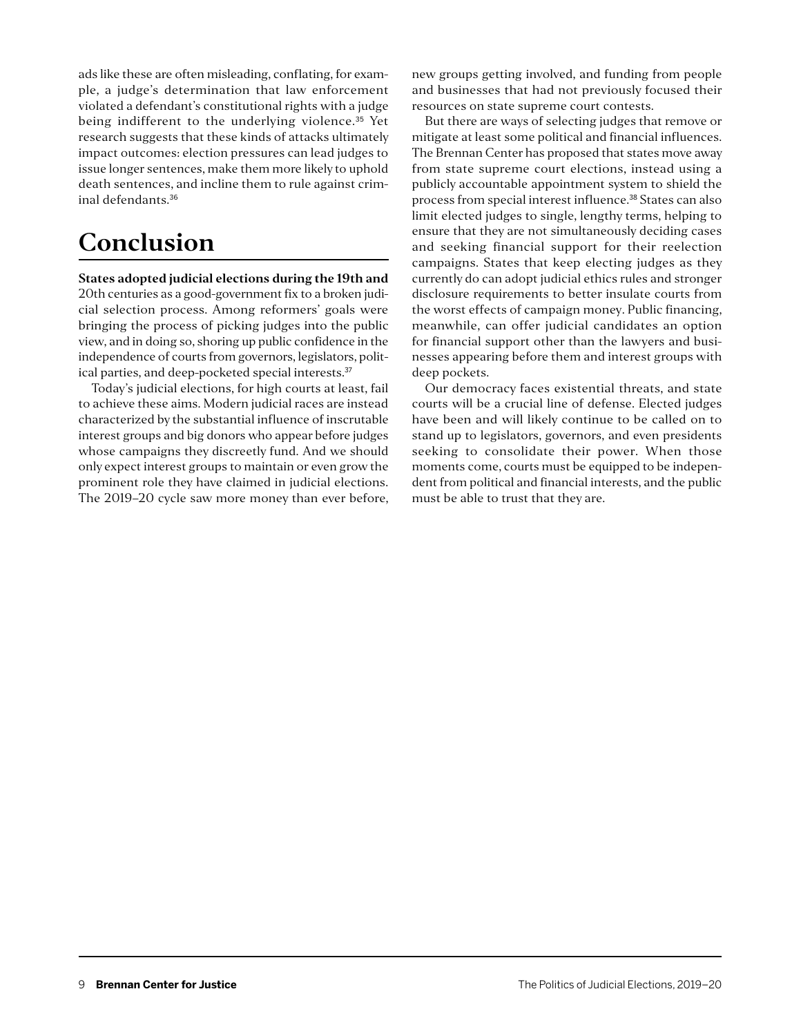ads like these are often misleading, conflating, for example, a judge's determination that law enforcement violated a defendant's constitutional rights with a judge being indifferent to the underlying violence.[35] Yet research suggests that these kinds of attacks ultimately impact outcomes: election pressures can lead judges to issue longer sentences, make them more likely to uphold death sentences, and incline them to rule against criminal defendants.[36]

# Conclusion

**States adopted judicial elections during the 19th and** 20th centuries as a good-government fix to a broken judicial selection process. Among reformers' goals were bringing the process of picking judges into the public view, and in doing so, shoring up public confidence in the independence of courts from governors, legislators, political parties, and deep-pocketed special interests.[37]

Today's judicial elections, for high courts at least, fail to achieve these aims. Modern judicial races are instead characterized by the substantial influence of inscrutable interest groups and big donors who appear before judges whose campaigns they discreetly fund. And we should only expect interest groups to maintain or even grow the prominent role they have claimed in judicial elections. The 2019–20 cycle saw more money than ever before, new groups getting involved, and funding from people and businesses that had not previously focused their resources on state supreme court contests.

But there are ways of selecting judges that remove or mitigate at least some political and financial influences. The Brennan Center has proposed that states move away from state supreme court elections, instead using a publicly accountable appointment system to shield the process from special interest influence.[38] States can also limit elected judges to single, lengthy terms, helping to ensure that they are not simultaneously deciding cases and seeking financial support for their reelection campaigns. States that keep electing judges as they currently do can adopt judicial ethics rules and stronger disclosure requirements to better insulate courts from the worst effects of campaign money. Public financing, meanwhile, can offer judicial candidates an option for financial support other than the lawyers and businesses appearing before them and interest groups with deep pockets.

Our democracy faces existential threats, and state courts will be a crucial line of defense. Elected judges have been and will likely continue to be called on to stand up to legislators, governors, and even presidents seeking to consolidate their power. When those moments come, courts must be equipped to be independent from political and financial interests, and the public must be able to trust that they are.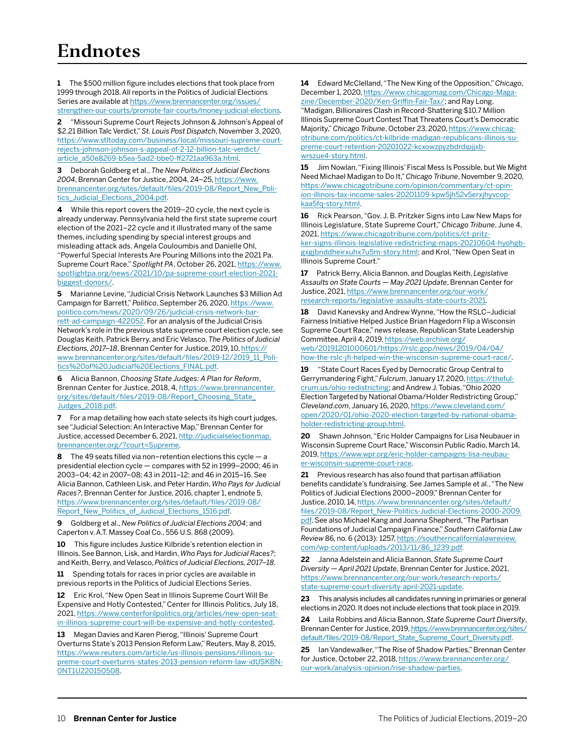# Endnotes

**1** The $500 million figure includes elections that took place from 1999 through 2018. All reports in the Politics of Judicial Elections Series are available at https://www.brennancenter.org/issues/strengthen-our-courts/promote-fair-courts/money-judicial-elections.

**2** "Missouri Supreme Court Rejects Johnson & Johnson's Appeal of $2.21 Billion Talc Verdict," *St. Louis Post Dispatch*, November 3, 2020, https://www.stltoday.com/business/local/missouri-supreme-court-rejects-johnson-johnson-s-appeal-of-2-12-billion-talc-verdict/article_a50e8269-b5ea-5ad2-bbe0-ff2721aa963a.html.

**3** Deborah Goldberg et al., *The New Politics of Judicial Elections 2004*, Brennan Center for Justice, 2004, 24–25, https://www.brennancenter.org/sites/default/files/2019-08/Report_New_Politics_Judicial_Elections_2004.pdf.

**4** While this report covers the 2019–20 cycle, the next cycle is already underway. Pennsylvania held the first state supreme court election of the 2021–22 cycle and it illustrated many of the same themes, including spending by special interest groups and misleading attack ads. Angela Couloumbis and Danielle Ohl, "Powerful Special Interests Are Pouring Millions into the 2021 Pa. Supreme Court Race," *Spotlight PA*, October 26, 2021, https://www.spotlightpa.org/news/2021/10/pa-supreme-court-election-2021-biggest-donors/.

**5** Marianne Levine, "Judicial Crisis Network Launches $3 Million Ad Campaign for Barrett," *Politico*, September 26, 2020, https://www.politico.com/news/2020/09/26/judicial-crisis-network-barrett-ad-campaign-422052. For an analysis of the Judicial Crisis Network's role in the previous state supreme court election cycle, see Douglas Keith, Patrick Berry, and Eric Velasco, *The Politics of Judicial Elections, 2017–18*, Brennan Center for Justice, 2019, 10, https://www.brennancenter.org/sites/default/files/2019-12/2019_11_Politics%20of%20Judicial%20Elections_FINAL.pdf.

**6** Alicia Bannon, *Choosing State Judges: A Plan for Reform*, Brennan Center for Justice, 2018, 4, https://www.brennancenter.org/sites/default/files/2019-08/Report_Choosing_State_Judges_2018.pdf.

**7** For a map detailing how each state selects its high court judges, see "Judicial Selection: An Interactive Map," Brennan Center for Justice, accessed December 6, 2021, http://judicialselectionmap.brennancenter.org/?court=Supreme.

**8** The 49 seats filled via non–retention elections this cycle — a presidential election cycle — compares with 52 in 1999–2000; 46 in 2003–04; 42 in 2007–08; 43 in 2011–12; and 46 in 2015–16. See Alicia Bannon, Cathleen Lisk, and Peter Hardin, *Who Pays for Judicial Races?*, Brennan Center for Justice, 2016, chapter 1, endnote 5, https://www.brennancenter.org/sites/default/files/2019-08/Report_New_Politics_of_Judicial_Elections_1516.pdf.

**9** Goldberg et al., *New Politics of Judicial Elections 2004*; and Caperton v. A.T. Massey Coal Co., 556 U.S. 868 (2009).

**10** This figure includes Justice Kilbride's retention election in Illinois. See Bannon, Lisk, and Hardin, *Who Pays for Judicial Races?*; and Keith, Berry, and Velasco, *Politics of Judicial Elections, 2017–18*.

**11** Spending totals for races in prior cycles are available in previous reports in the Politics of Judicial Elections Series.

**12** Eric Krol, "New Open Seat in Illinois Supreme Court Will Be Expensive and Hotly Contested," Center for Illinois Politics, July 18, 2021, https://www.centerforilpolitics.org/articles/new-open-seat-in-illinois-supreme-court-will-be-expensive-and-hotly-contested.

**13** Megan Davies and Karen Pierog, "Illinois' Supreme Court Overturns State's 2013 Pension Reform Law," Reuters, May 8, 2015, https://www.reuters.com/article/us-illinois-pensions/illinois-supreme-court-overturns-states-2013-pension-reform-law-idUSKBN0NT1U220150508.

**14** Edward McClelland, "The New King of the Opposition," *Chicago*, December 1, 2020, https://www.chicagomag.com/Chicago-Magazine/December-2020/Ken-Griffin-Fair-Tax/; and Ray Long, "Madigan, Billionaires Clash in Record-Shattering $10.7 Million Illinois Supreme Court Contest That Threatens Court's Democratic Majority," *Chicago Tribune*, October 23, 2020, https://www.chicagotribune.com/politics/ct-kilbride-madigan-republicans-illinois-supreme-court-retention-20201022-kcxowzpyzbdrdipjjxb-wrszue4-story.html.

**15** Jim Nowlan, "Fixing Illinois' Fiscal Mess Is Possible, but We Might Need Michael Madigan to Do It," *Chicago Tribune*, November 9, 2020, https://www.chicagotribune.com/opinion/commentary/ct-opinion-illinois-tax-income-sales-20201109-kpw5jh52v5erxjhyvcop-kaa5fq-story.html.

**16** Rick Pearson, "Gov. J. B. Pritzker Signs into Law New Maps for Illinois Legislature, State Supreme Court," *Chicago Tribune*, June 4, 2021, https://www.chicagotribune.com/politics/ct-pritzker-signs-illinois-legislative-redistricting-maps-20210604-hyohgbgxgjbnddheirxuhx7u5m-story.html; and Krol, "New Open Seat in Illinois Supreme Court."

**17** Patrick Berry, Alicia Bannon, and Douglas Keith, *Legislative Assaults on State Courts — May 2021 Update*, Brennan Center for Justice, 2021, https://www.brennancenter.org/our-work/research-reports/legislative-assaults-state-courts-2021.

**18** David Kanevsky and Andrew Wynne, "How the RSLC–Judicial Fairness Initiative Helped Justice Brian Hagedorn Flip a Wisconsin Supreme Court Race," news release, Republican State Leadership Committee, April 4, 2019, https://web.archive.org/web/20191201000601/https://rslc.gop/news/2019/04/04/how-the-rslc-jfi-helped-win-the-wisconsin-supreme-court-race/.

**19** "State Court Races Eyed by Democratic Group Central to Gerrymandering Fight," *Fulcrum*, January 17, 2020, https://thefulcrum.us/ohio-redistricting; and Andrew J. Tobias, "Ohio 2020 Election Targeted by National Obama/Holder Redistricting Group," *Cleveland.com*, January 16, 2020, https://www.cleveland.com/open/2020/01/ohio-2020-election-targeted-by-national-obama-holder-redistricting-group.html.

**20** Shawn Johnson, "Eric Holder Campaigns for Lisa Neubauer in Wisconsin Supreme Court Race," Wisconsin Public Radio, March 14, 2019, https://www.wpr.org/eric-holder-campaigns-lisa-neubauer-wisconsin-supreme-court-race.

**21** Previous research has also found that partisan affiliation benefits candidate's fundraising. See James Sample et al., "The New Politics of Judicial Elections 2000–2009," Brennan Center for Justice, 2010, 14, https://www.brennancenter.org/sites/default/files/2019-08/Report_New-Politics-Judicial-Elections-2000-2009.pdf. See also Michael Kang and Joanna Shepherd, "The Partisan Foundations of Judicial Campaign Finance," *Southern California Law Review* 86, no. 6 (2013): 1257, https://southerncalifornialawreview.com/wp-content/uploads/2013/11/86_1239.pdf.

**22** Janna Adelstein and Alicia Bannon, *State Supreme Court Diversity — April 2021 Update*, Brennan Center for Justice, 2021, https://www.brennancenter.org/our-work/research-reports/state-supreme-court-diversity-april-2021-update.

**23** This analysis includes all candidates running in primaries or general elections in 2020. It does not include elections that took place in 2019.

**24** Laila Robbins and Alicia Bannon, *State Supreme Court Diversity*, Brennan Center for Justice, 2019, https://www.brennancenter.org/sites/default/files/2019-08/Report_State_Supreme_Court_Diversity.pdf.

**25** Ian Vandewalker, "The Rise of Shadow Parties," Brennan Center for Justice, October 22, 2018, https://www.brennancenter.org/our-work/analysis-opinion/rise-shadow-parties.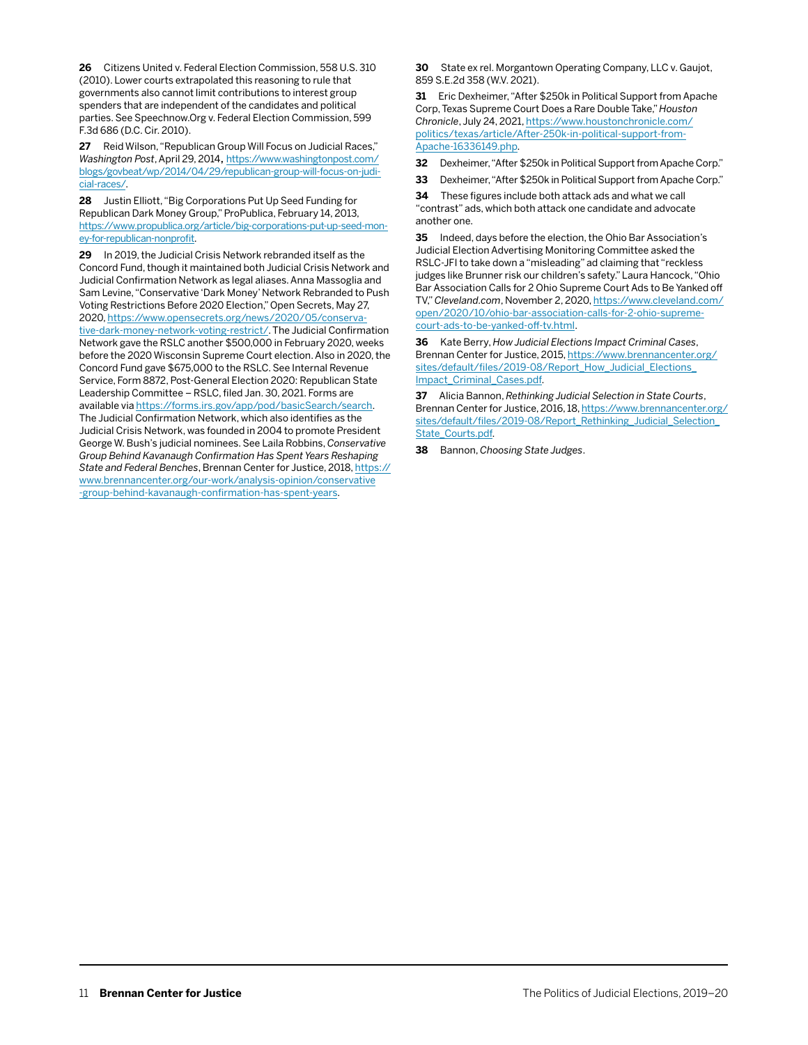**26** Citizens United v. Federal Election Commission, 558 U.S. 310 (2010). Lower courts extrapolated this reasoning to rule that governments also cannot limit contributions to interest group spenders that are independent of the candidates and political parties. See Speechnow.Org v. Federal Election Commission, 599 F.3d 686 (D.C. Cir. 2010).

**27** Reid Wilson, "Republican Group Will Focus on Judicial Races," *Washington Post*, April 29, 2014, https://www.washingtonpost.com/blogs/govbeat/wp/2014/04/29/republican-group-will-focus-on-judicial-races/.

**28** Justin Elliott, "Big Corporations Put Up Seed Funding for Republican Dark Money Group," ProPublica, February 14, 2013, https://www.propublica.org/article/big-corporations-put-up-seed-money-for-republican-nonprofit.

**29** In 2019, the Judicial Crisis Network rebranded itself as the Concord Fund, though it maintained both Judicial Crisis Network and Judicial Confirmation Network as legal aliases. Anna Massoglia and Sam Levine, "Conservative 'Dark Money' Network Rebranded to Push Voting Restrictions Before 2020 Election," Open Secrets, May 27, 2020, https://www.opensecrets.org/news/2020/05/conservative-dark-money-network-voting-restrict/. The Judicial Confirmation Network gave the RSLC another $500,000 in February 2020, weeks before the 2020 Wisconsin Supreme Court election. Also in 2020, the Concord Fund gave $675,000 to the RSLC. See Internal Revenue Service, Form 8872, Post-General Election 2020: Republican State Leadership Committee – RSLC, filed Jan. 30, 2021. Forms are available via https://forms.irs.gov/app/pod/basicSearch/search. The Judicial Confirmation Network, which also identifies as the Judicial Crisis Network, was founded in 2004 to promote President George W. Bush's judicial nominees. See Laila Robbins, *Conservative Group Behind Kavanaugh Confirmation Has Spent Years Reshaping State and Federal Benches*, Brennan Center for Justice, 2018, https://www.brennancenter.org/our-work/analysis-opinion/conservative-group-behind-kavanaugh-confirmation-has-spent-years.

**30** State ex rel. Morgantown Operating Company, LLC v. Gaujot, 859 S.E.2d 358 (W.V. 2021).

**31** Eric Dexheimer, "After $250k in Political Support from Apache Corp, Texas Supreme Court Does a Rare Double Take," *Houston Chronicle*, July 24, 2021, https://www.houstonchronicle.com/politics/texas/article/After-250k-in-political-support-from-Apache-16336149.php.

**32** Dexheimer, "After $250k in Political Support from Apache Corp."

**33** Dexheimer, "After $250k in Political Support from Apache Corp."

**34** These figures include both attack ads and what we call "contrast" ads, which both attack one candidate and advocate another one.

**35** Indeed, days before the election, the Ohio Bar Association's Judicial Election Advertising Monitoring Committee asked the RSLC-JFI to take down a "misleading" ad claiming that "reckless judges like Brunner risk our children's safety." Laura Hancock, "Ohio Bar Association Calls for 2 Ohio Supreme Court Ads to Be Yanked off TV," *Cleveland.com*, November 2, 2020, https://www.cleveland.com/open/2020/10/ohio-bar-association-calls-for-2-ohio-supreme-court-ads-to-be-yanked-off-tv.html.

**36** Kate Berry, *How Judicial Elections Impact Criminal Cases*, Brennan Center for Justice, 2015, https://www.brennancenter.org/sites/default/files/2019-08/Report_How_Judicial_Elections_Impact_Criminal_Cases.pdf.

**37** Alicia Bannon, *Rethinking Judicial Selection in State Courts*, Brennan Center for Justice, 2016, 18, https://www.brennancenter.org/sites/default/files/2019-08/Report_Rethinking_Judicial_Selection_State_Courts.pdf.

**38** Bannon, *Choosing State Judges*.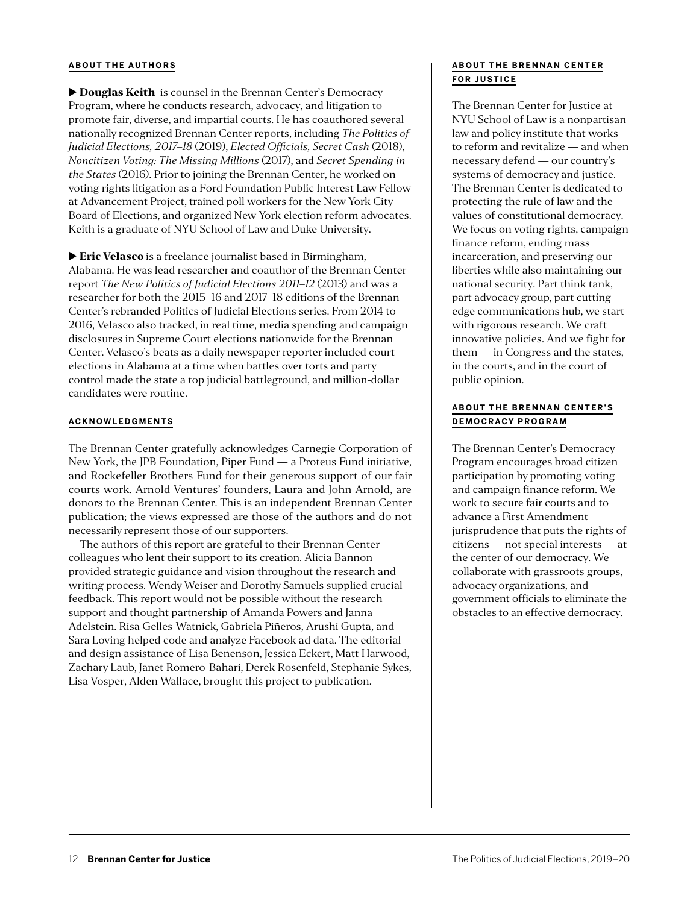## ABOUT THE AUTHORS

▶ **Douglas Keith** is counsel in the Brennan Center's Democracy Program, where he conducts research, advocacy, and litigation to promote fair, diverse, and impartial courts. He has coauthored several nationally recognized Brennan Center reports, including *The Politics of Judicial Elections, 2017–18* (2019), *Elected Officials, Secret Cash* (2018), *Noncitizen Voting: The Missing Millions* (2017), and *Secret Spending in the States* (2016). Prior to joining the Brennan Center, he worked on voting rights litigation as a Ford Foundation Public Interest Law Fellow at Advancement Project, trained poll workers for the New York City Board of Elections, and organized New York election reform advocates. Keith is a graduate of NYU School of Law and Duke University.

▶ **Eric Velasco** is a freelance journalist based in Birmingham, Alabama. He was lead researcher and coauthor of the Brennan Center report *The New Politics of Judicial Elections 2011–12* (2013) and was a researcher for both the 2015–16 and 2017–18 editions of the Brennan Center's rebranded Politics of Judicial Elections series. From 2014 to 2016, Velasco also tracked, in real time, media spending and campaign disclosures in Supreme Court elections nationwide for the Brennan Center. Velasco's beats as a daily newspaper reporter included court elections in Alabama at a time when battles over torts and party control made the state a top judicial battleground, and million-dollar candidates were routine.

## ACKNOWLEDGMENTS

The Brennan Center gratefully acknowledges Carnegie Corporation of New York, the JPB Foundation, Piper Fund — a Proteus Fund initiative, and Rockefeller Brothers Fund for their generous support of our fair courts work. Arnold Ventures' founders, Laura and John Arnold, are donors to the Brennan Center. This is an independent Brennan Center publication; the views expressed are those of the authors and do not necessarily represent those of our supporters.

The authors of this report are grateful to their Brennan Center colleagues who lent their support to its creation. Alicia Bannon provided strategic guidance and vision throughout the research and writing process. Wendy Weiser and Dorothy Samuels supplied crucial feedback. This report would not be possible without the research support and thought partnership of Amanda Powers and Janna Adelstein. Risa Gelles-Watnick, Gabriela Piñeros, Arushi Gupta, and Sara Loving helped code and analyze Facebook ad data. The editorial and design assistance of Lisa Benenson, Jessica Eckert, Matt Harwood, Zachary Laub, Janet Romero-Bahari, Derek Rosenfeld, Stephanie Sykes, Lisa Vosper, Alden Wallace, brought this project to publication.

## ABOUT THE BRENNAN CENTER FOR JUSTICE

The Brennan Center for Justice at NYU School of Law is a nonpartisan law and policy institute that works to reform and revitalize — and when necessary defend — our country's systems of democracy and justice. The Brennan Center is dedicated to protecting the rule of law and the values of constitutional democracy. We focus on voting rights, campaign finance reform, ending mass incarceration, and preserving our liberties while also maintaining our national security. Part think tank, part advocacy group, part cutting-edge communications hub, we start with rigorous research. We craft innovative policies. And we fight for them — in Congress and the states, in the courts, and in the court of public opinion.

## ABOUT THE BRENNAN CENTER'S DEMOCRACY PROGRAM

The Brennan Center's Democracy Program encourages broad citizen participation by promoting voting and campaign finance reform. We work to secure fair courts and to advance a First Amendment jurisprudence that puts the rights of citizens — not special interests — at the center of our democracy. We collaborate with grassroots groups, advocacy organizations, and government officials to eliminate the obstacles to an effective democracy.